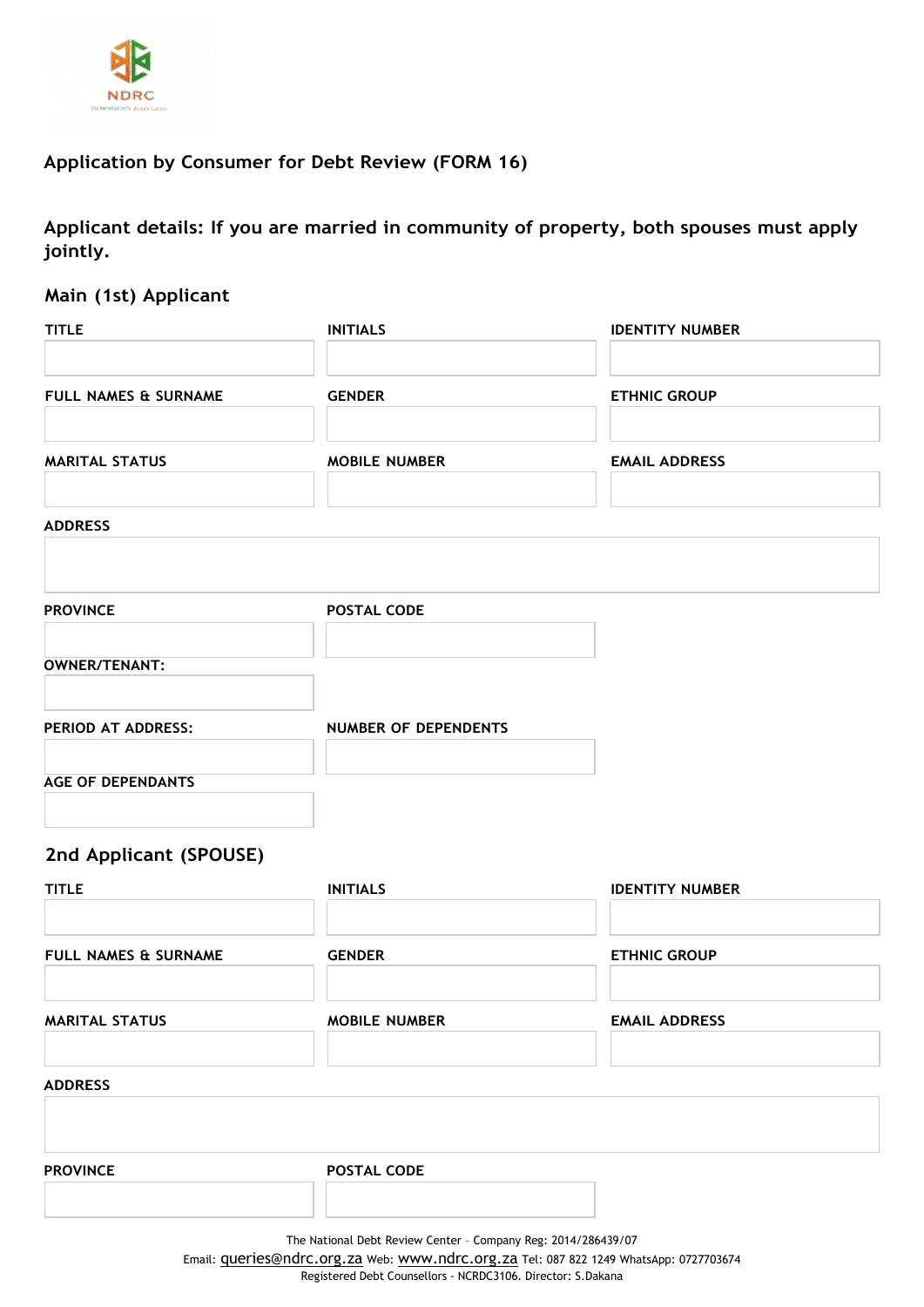NDRC

## Application by Consumer for Debt Review (FORM 16)

### Applicant details: If you are married in community of property, both spouses must apply jointly.

### Main (1st) Applicant

| TITLE | INITIALS | IDENTITY NUMBER |
|---|---|---|
| | | |

| FULL NAMES & SURNAME | GENDER | ETHNIC GROUP |
|---|---|---|
| | | |

| MARITAL STATUS | MOBILE NUMBER | EMAIL ADDRESS |
|---|---|---|
| | | |

**ADDRESS**

| PROVINCE | POSTAL CODE |
|---|---|
| | |

**OWNER/TENANT:**

| PERIOD AT ADDRESS: | NUMBER OF DEPENDENTS |
|---|---|
| | |

**AGE OF DEPENDANTS**

### 2nd Applicant (SPOUSE)

| TITLE | INITIALS | IDENTITY NUMBER |
|---|---|---|
| | | |

| FULL NAMES & SURNAME | GENDER | ETHNIC GROUP |
|---|---|---|
| | | |

| MARITAL STATUS | MOBILE NUMBER | EMAIL ADDRESS |
|---|---|---|
| | | |

**ADDRESS**

| PROVINCE | POSTAL CODE |
|---|---|
| | |

The National Debt Review Center – Company Reg: 2014/286439/07
Email: queries@ndrc.org.za Web: www.ndrc.org.za Tel: 087 822 1249 WhatsApp: 0727703674
Registered Debt Counsellors - NCRDC3106. Director: S.Dakana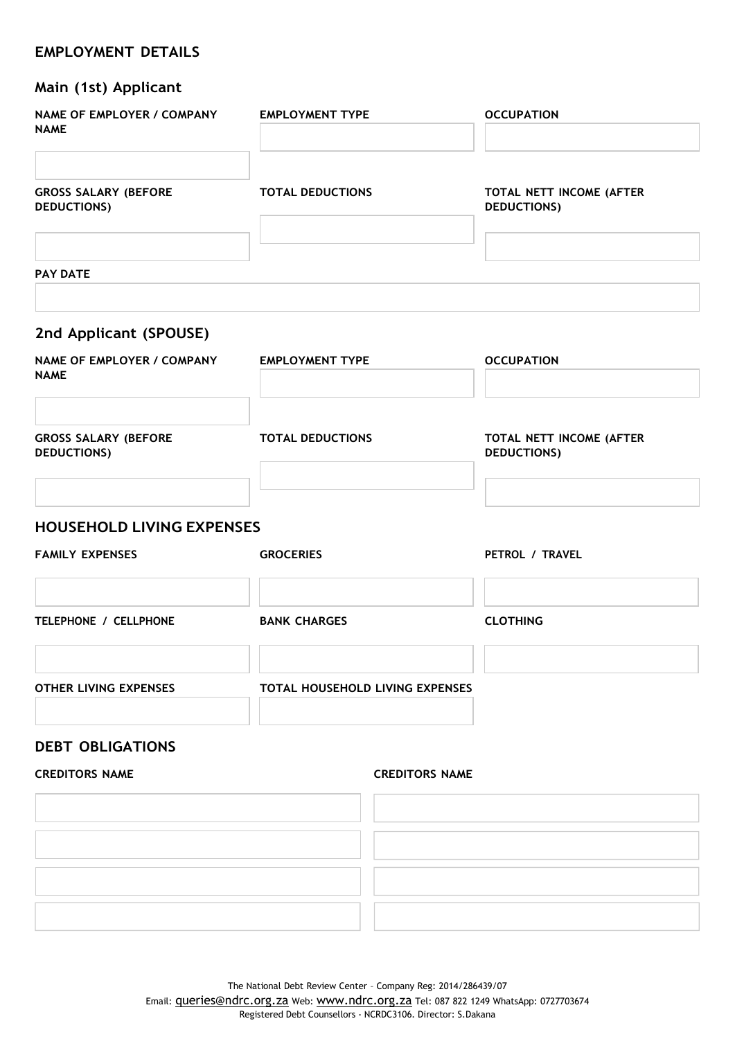## EMPLOYMENT DETAILS

### Main (1st) Applicant

| NAME OF EMPLOYER / COMPANY NAME | EMPLOYMENT TYPE | OCCUPATION |
| --- | --- | --- |
| | | |

| GROSS SALARY (BEFORE DEDUCTIONS) | TOTAL DEDUCTIONS | TOTAL NETT INCOME (AFTER DEDUCTIONS) |
| --- | --- | --- |
| | | |

| PAY DATE |
| --- |
| |

### 2nd Applicant (SPOUSE)

| NAME OF EMPLOYER / COMPANY NAME | EMPLOYMENT TYPE | OCCUPATION |
| --- | --- | --- |
| | | |

| GROSS SALARY (BEFORE DEDUCTIONS) | TOTAL DEDUCTIONS | TOTAL NETT INCOME (AFTER DEDUCTIONS) |
| --- | --- | --- |
| | | |

## HOUSEHOLD LIVING EXPENSES

| FAMILY EXPENSES | GROCERIES | PETROL / TRAVEL |
| --- | --- | --- |
| | | |

| TELEPHONE / CELLPHONE | BANK CHARGES | CLOTHING |
| --- | --- | --- |
| | | |

| OTHER LIVING EXPENSES | TOTAL HOUSEHOLD LIVING EXPENSES |
| --- | --- |
| | |

## DEBT OBLIGATIONS

| CREDITORS NAME | CREDITORS NAME |
| --- | --- |
| | |
| | |
| | |
| | |

The National Debt Review Center – Company Reg: 2014/286439/07
Email: queries@ndrc.org.za Web: www.ndrc.org.za Tel: 087 822 1249 WhatsApp: 0727703674
Registered Debt Counsellors - NCRDC3106. Director: S.Dakana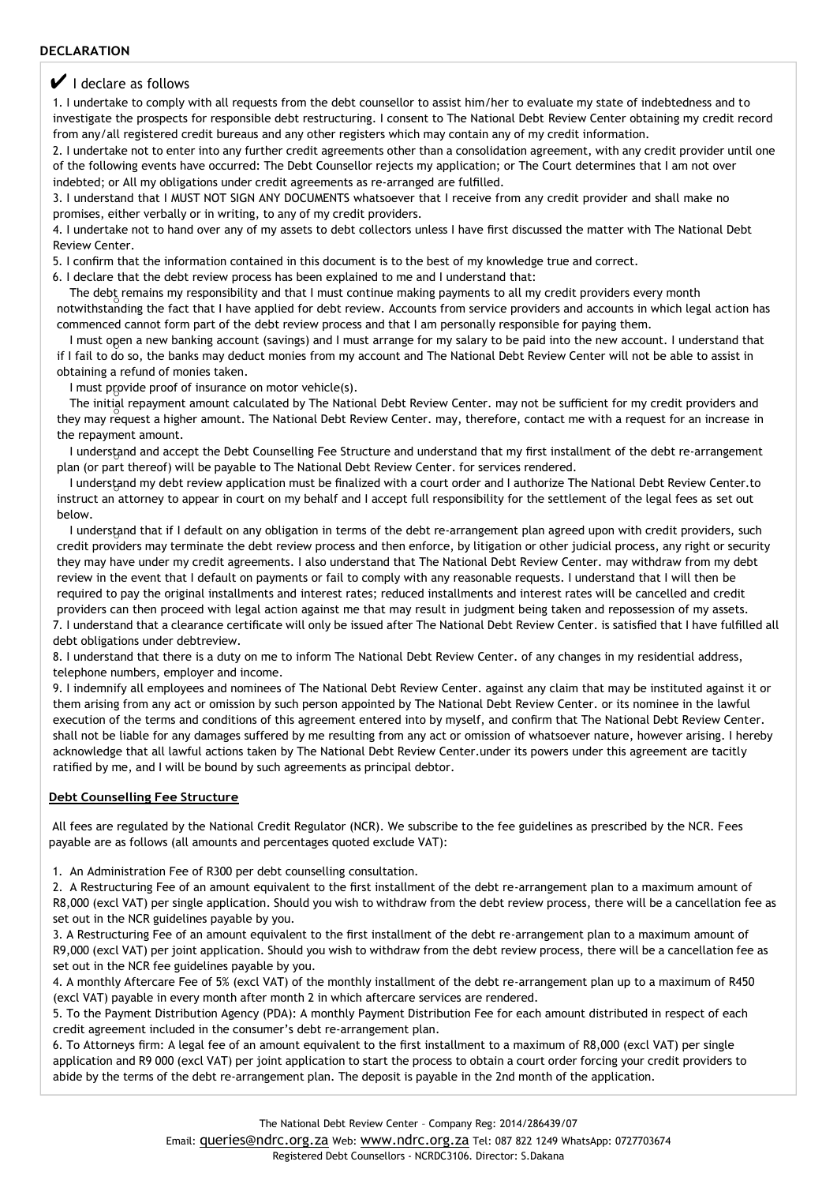**DECLARATION**

✔ I declare as follows

1. I undertake to comply with all requests from the debt counsellor to assist him/her to evaluate my state of indebtedness and to investigate the prospects for responsible debt restructuring. I consent to The National Debt Review Center obtaining my credit record from any/all registered credit bureaus and any other registers which may contain any of my credit information.
2. I undertake not to enter into any further credit agreements other than a consolidation agreement, with any credit provider until one of the following events have occurred: The Debt Counsellor rejects my application; or The Court determines that I am not over indebted; or All my obligations under credit agreements as re-arranged are fulfilled.
3. I understand that I MUST NOT SIGN ANY DOCUMENTS whatsoever that I receive from any credit provider and shall make no promises, either verbally or in writing, to any of my credit providers.
4. I undertake not to hand over any of my assets to debt collectors unless I have first discussed the matter with The National Debt Review Center.
5. I confirm that the information contained in this document is to the best of my knowledge true and correct.
6. I declare that the debt review process has been explained to me and I understand that:
   - The debt remains my responsibility and that I must continue making payments to all my credit providers every month notwithstanding the fact that I have applied for debt review. Accounts from service providers and accounts in which legal action has commenced cannot form part of the debt review process and that I am personally responsible for paying them.
   - I must open a new banking account (savings) and I must arrange for my salary to be paid into the new account. I understand that if I fail to do so, the banks may deduct monies from my account and The National Debt Review Center will not be able to assist in obtaining a refund of monies taken.
   - I must provide proof of insurance on motor vehicle(s).
   - The initial repayment amount calculated by The National Debt Review Center. may not be sufficient for my credit providers and they may request a higher amount. The National Debt Review Center. may, therefore, contact me with a request for an increase in the repayment amount.
   - I understand and accept the Debt Counselling Fee Structure and understand that my first installment of the debt re-arrangement plan (or part thereof) will be payable to The National Debt Review Center. for services rendered.
   - I understand my debt review application must be finalized with a court order and I authorize The National Debt Review Center.to instruct an attorney to appear in court on my behalf and I accept full responsibility for the settlement of the legal fees as set out below.
   - I understand that if I default on any obligation in terms of the debt re-arrangement plan agreed upon with credit providers, such credit providers may terminate the debt review process and then enforce, by litigation or other judicial process, any right or security they may have under my credit agreements. I also understand that The National Debt Review Center. may withdraw from my debt review in the event that I default on payments or fail to comply with any reasonable requests. I understand that I will then be required to pay the original installments and interest rates; reduced installments and interest rates will be cancelled and credit providers can then proceed with legal action against me that may result in judgment being taken and repossession of my assets.
7. I understand that a clearance certificate will only be issued after The National Debt Review Center. is satisfied that I have fulfilled all debt obligations under debtreview.
8. I understand that there is a duty on me to inform The National Debt Review Center. of any changes in my residential address, telephone numbers, employer and income.
9. I indemnify all employees and nominees of The National Debt Review Center. against any claim that may be instituted against it or them arising from any act or omission by such person appointed by The National Debt Review Center. or its nominee in the lawful execution of the terms and conditions of this agreement entered into by myself, and confirm that The National Debt Review Center. shall not be liable for any damages suffered by me resulting from any act or omission of whatsoever nature, however arising. I hereby acknowledge that all lawful actions taken by The National Debt Review Center.under its powers under this agreement are tacitly ratified by me, and I will be bound by such agreements as principal debtor.

**Debt Counselling Fee Structure**

All fees are regulated by the National Credit Regulator (NCR). We subscribe to the fee guidelines as prescribed by the NCR. Fees payable are as follows (all amounts and percentages quoted exclude VAT):

1. An Administration Fee of R300 per debt counselling consultation.
2. A Restructuring Fee of an amount equivalent to the first installment of the debt re-arrangement plan to a maximum amount of R8,000 (excl VAT) per single application. Should you wish to withdraw from the debt review process, there will be a cancellation fee as set out in the NCR guidelines payable by you.
3. A Restructuring Fee of an amount equivalent to the first installment of the debt re-arrangement plan to a maximum amount of R9,000 (excl VAT) per joint application. Should you wish to withdraw from the debt review process, there will be a cancellation fee as set out in the NCR fee guidelines payable by you.
4. A monthly Aftercare Fee of 5% (excl VAT) of the monthly installment of the debt re-arrangement plan up to a maximum of R450 (excl VAT) payable in every month after month 2 in which aftercare services are rendered.
5. To the Payment Distribution Agency (PDA): A monthly Payment Distribution Fee for each amount distributed in respect of each credit agreement included in the consumer's debt re-arrangement plan.
6. To Attorneys firm: A legal fee of an amount equivalent to the first installment to a maximum of R8,000 (excl VAT) per single application and R9 000 (excl VAT) per joint application to start the process to obtain a court order forcing your credit providers to abide by the terms of the debt re-arrangement plan. The deposit is payable in the 2nd month of the application.

The National Debt Review Center – Company Reg: 2014/286439/07
Email: queries@ndrc.org.za Web: www.ndrc.org.za Tel: 087 822 1249 WhatsApp: 0727703674
Registered Debt Counsellors - NCRDC3106. Director: S.Dakana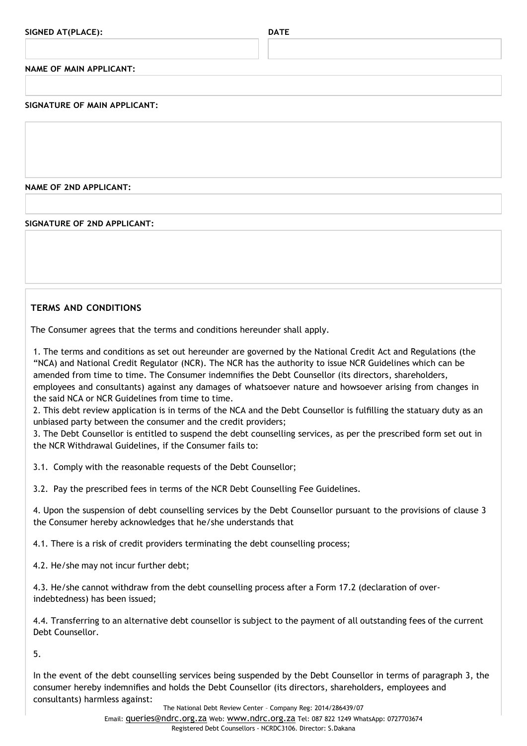**SIGNED AT(PLACE):**

**DATE**

**NAME OF MAIN APPLICANT:**

**SIGNATURE OF MAIN APPLICANT:**

**NAME OF 2ND APPLICANT:**

**SIGNATURE OF 2ND APPLICANT:**

**TERMS AND CONDITIONS**

The Consumer agrees that the terms and conditions hereunder shall apply.

1. The terms and conditions as set out hereunder are governed by the National Credit Act and Regulations (the "NCA) and National Credit Regulator (NCR). The NCR has the authority to issue NCR Guidelines which can be amended from time to time. The Consumer indemnifies the Debt Counsellor (its directors, shareholders, employees and consultants) against any damages of whatsoever nature and howsoever arising from changes in the said NCA or NCR Guidelines from time to time.
2. This debt review application is in terms of the NCA and the Debt Counsellor is fulfilling the statuary duty as an unbiased party between the consumer and the credit providers;
3. The Debt Counsellor is entitled to suspend the debt counselling services, as per the prescribed form set out in the NCR Withdrawal Guidelines, if the Consumer fails to:

3.1. Comply with the reasonable requests of the Debt Counsellor;

3.2. Pay the prescribed fees in terms of the NCR Debt Counselling Fee Guidelines.

4. Upon the suspension of debt counselling services by the Debt Counsellor pursuant to the provisions of clause 3 the Consumer hereby acknowledges that he/she understands that

4.1. There is a risk of credit providers terminating the debt counselling process;

4.2. He/she may not incur further debt;

4.3. He/she cannot withdraw from the debt counselling process after a Form 17.2 (declaration of over-indebtedness) has been issued;

4.4. Transferring to an alternative debt counsellor is subject to the payment of all outstanding fees of the current Debt Counsellor.

5.

In the event of the debt counselling services being suspended by the Debt Counsellor in terms of paragraph 3, the consumer hereby indemnifies and holds the Debt Counsellor (its directors, shareholders, employees and consultants) harmless against: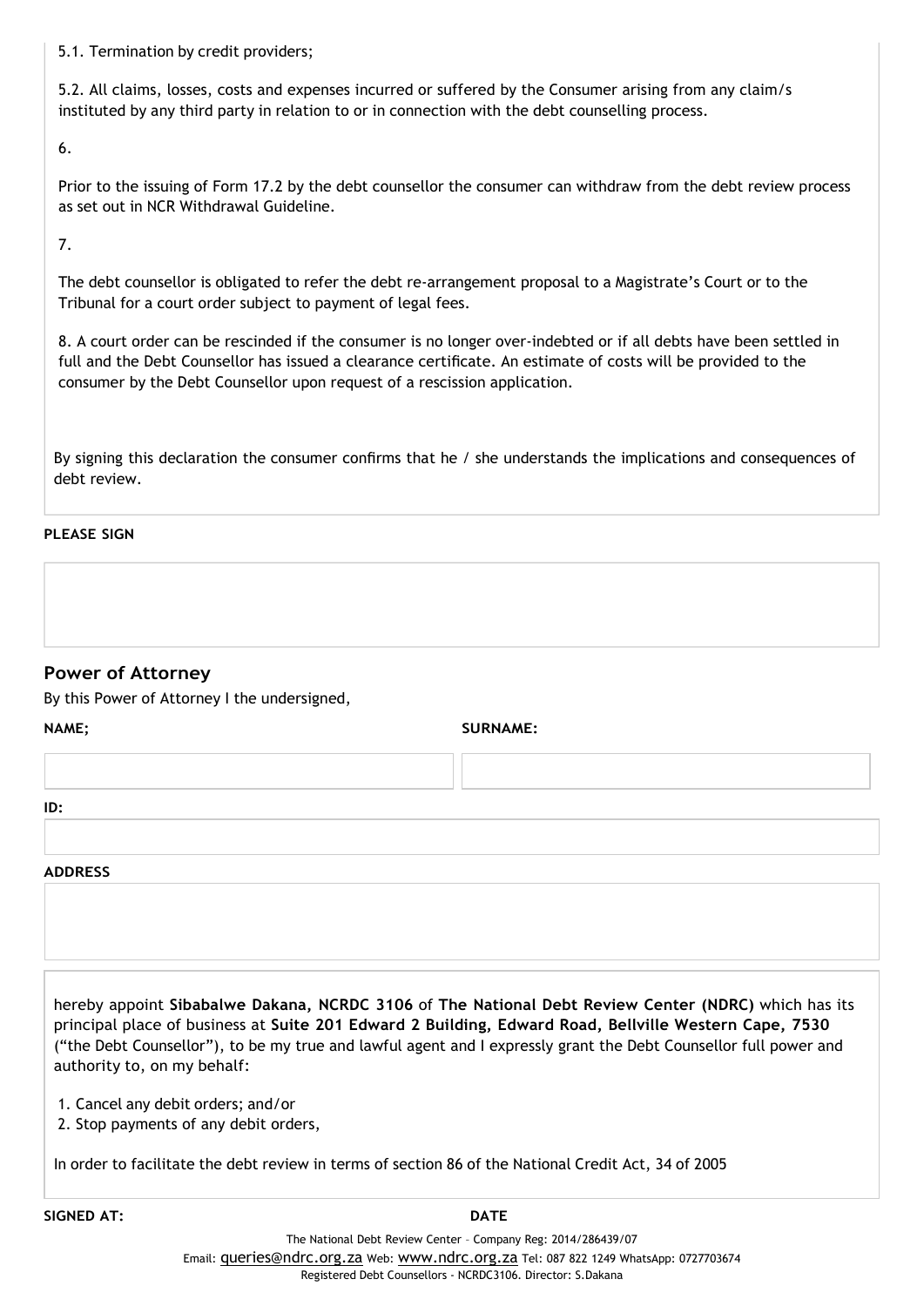5.1. Termination by credit providers;

5.2. All claims, losses, costs and expenses incurred or suffered by the Consumer arising from any claim/s instituted by any third party in relation to or in connection with the debt counselling process.

6.

Prior to the issuing of Form 17.2 by the debt counsellor the consumer can withdraw from the debt review process as set out in NCR Withdrawal Guideline.

7.

The debt counsellor is obligated to refer the debt re-arrangement proposal to a Magistrate's Court or to the Tribunal for a court order subject to payment of legal fees.

8. A court order can be rescinded if the consumer is no longer over-indebted or if all debts have been settled in full and the Debt Counsellor has issued a clearance certificate. An estimate of costs will be provided to the consumer by the Debt Counsellor upon request of a rescission application.

By signing this declaration the consumer confirms that he / she understands the implications and consequences of debt review.

**PLEASE SIGN**

## Power of Attorney

By this Power of Attorney I the undersigned,

**NAME;** 

**SURNAME:**

**ID:**

**ADDRESS**

hereby appoint **Sibabalwe Dakana, NCRDC 3106** of **The National Debt Review Center (NDRC)** which has its principal place of business at **Suite 201 Edward 2 Building, Edward Road, Bellville Western Cape, 7530** ("the Debt Counsellor"), to be my true and lawful agent and I expressly grant the Debt Counsellor full power and authority to, on my behalf:

1. Cancel any debit orders; and/or
2. Stop payments of any debit orders,

In order to facilitate the debt review in terms of section 86 of the National Credit Act, 34 of 2005

**SIGNED AT:** 

**DATE**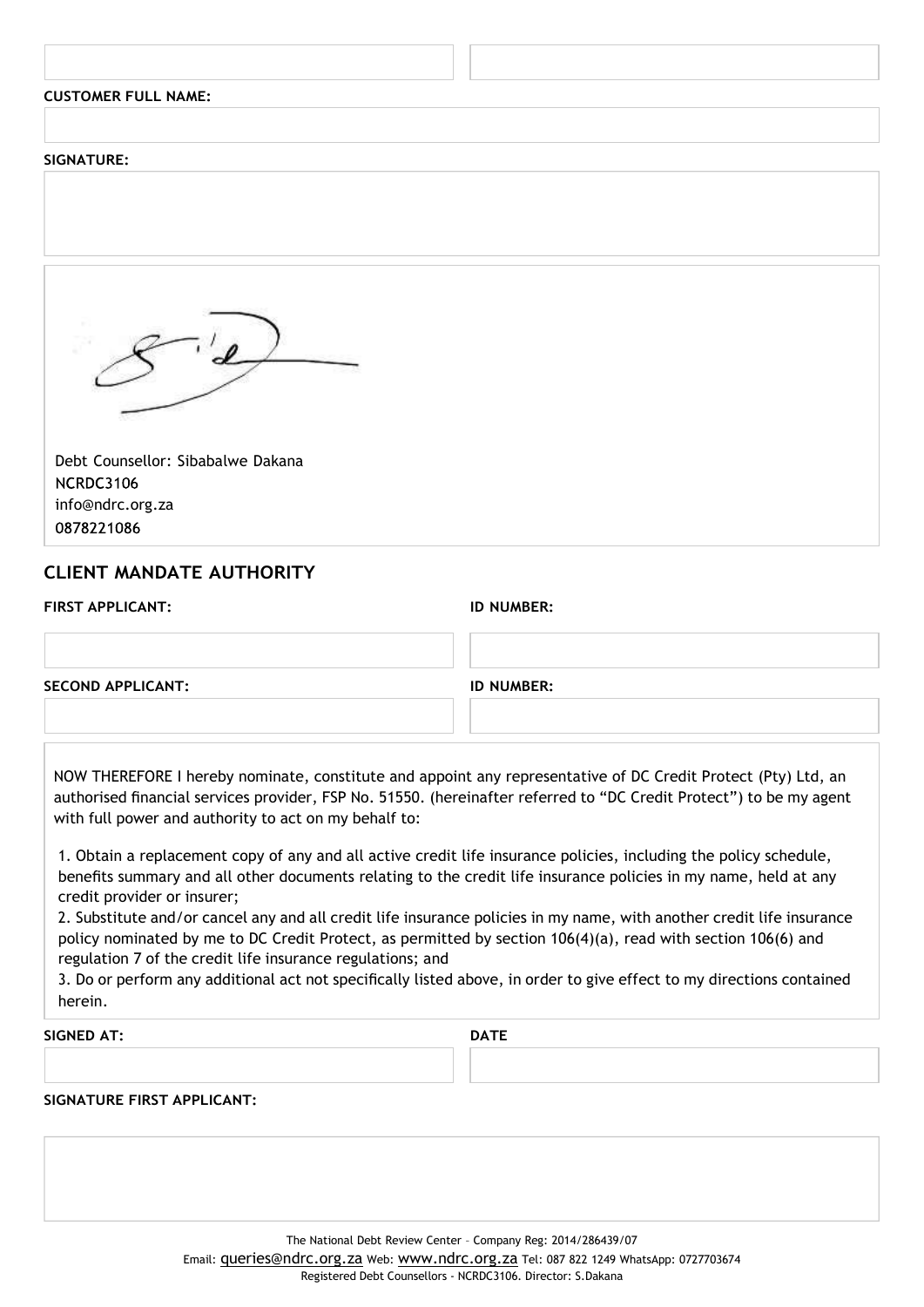**CUSTOMER FULL NAME:**

**SIGNATURE:**

Debt Counsellor: Sibabalwe Dakana
NCRDC3106
info@ndrc.org.za
0878221086

## CLIENT MANDATE AUTHORITY

**FIRST APPLICANT:** | **ID NUMBER:**

**SECOND APPLICANT:** | **ID NUMBER:**

NOW THEREFORE I hereby nominate, constitute and appoint any representative of DC Credit Protect (Pty) Ltd, an authorised financial services provider, FSP No. 51550. (hereinafter referred to "DC Credit Protect") to be my agent with full power and authority to act on my behalf to:

1. Obtain a replacement copy of any and all active credit life insurance policies, including the policy schedule, benefits summary and all other documents relating to the credit life insurance policies in my name, held at any credit provider or insurer;
2. Substitute and/or cancel any and all credit life insurance policies in my name, with another credit life insurance policy nominated by me to DC Credit Protect, as permitted by section 106(4)(a), read with section 106(6) and regulation 7 of the credit life insurance regulations; and
3. Do or perform any additional act not specifically listed above, in order to give effect to my directions contained herein.

**SIGNED AT:** | **DATE**

**SIGNATURE FIRST APPLICANT:**

The National Debt Review Center – Company Reg: 2014/286439/07
Email: queries@ndrc.org.za Web: www.ndrc.org.za Tel: 087 822 1249 WhatsApp: 0727703674
Registered Debt Counsellors - NCRDC3106. Director: S.Dakana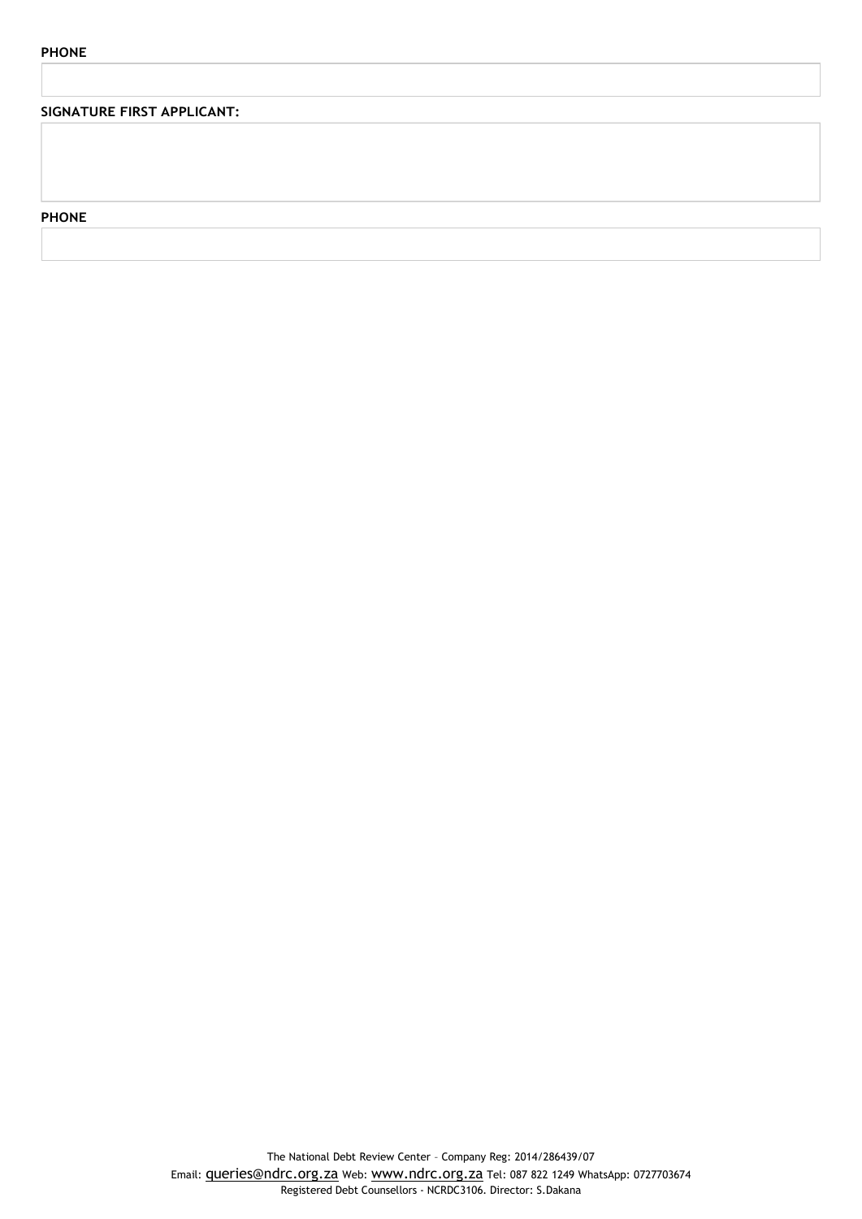**PHONE**

**SIGNATURE FIRST APPLICANT:**

**PHONE**